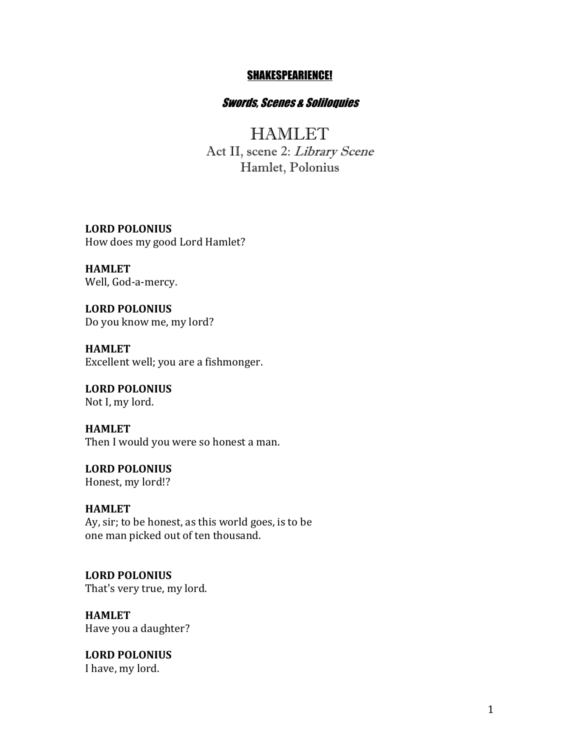**SHAKESPEARIENCE!**

***Swords, Scenes & Soliloquies***

# HAMLET

## Act II, scene 2: *Library Scene*

## Hamlet, Polonius

**LORD POLONIUS**
How does my good Lord Hamlet?

**HAMLET**
Well, God-a-mercy.

**LORD POLONIUS**
Do you know me, my lord?

**HAMLET**
Excellent well; you are a fishmonger.

**LORD POLONIUS**
Not I, my lord.

**HAMLET**
Then I would you were so honest a man.

**LORD POLONIUS**
Honest, my lord!?

**HAMLET**
Ay, sir; to be honest, as this world goes, is to be
one man picked out of ten thousand.

**LORD POLONIUS**
That's very true, my lord.

**HAMLET**
Have you a daughter?

**LORD POLONIUS**
I have, my lord.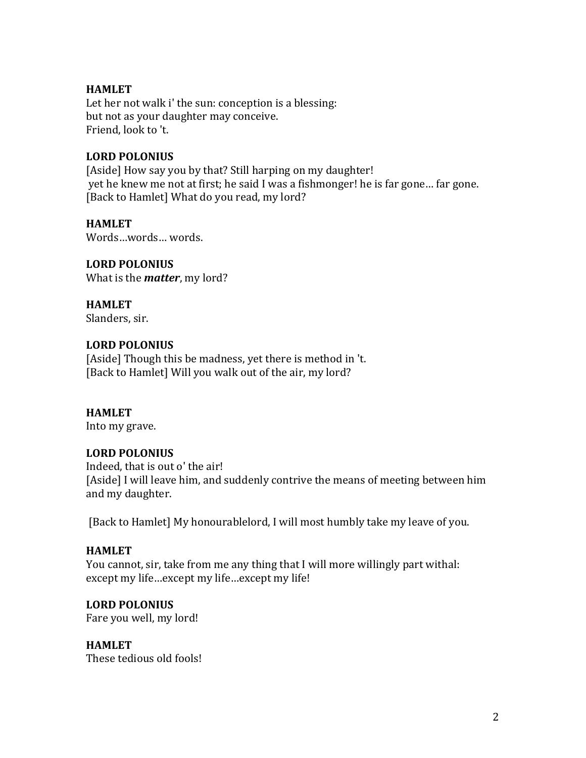**HAMLET**
Let her not walk i' the sun: conception is a blessing:
but not as your daughter may conceive.
Friend, look to 't.

**LORD POLONIUS**
[Aside] How say you by that? Still harping on my daughter!
yet he knew me not at first; he said I was a fishmonger! he is far gone… far gone.
[Back to Hamlet] What do you read, my lord?

**HAMLET**
Words…words… words.

**LORD POLONIUS**
What is the ***matter***, my lord?

**HAMLET**
Slanders, sir.

**LORD POLONIUS**
[Aside] Though this be madness, yet there is method in 't.
[Back to Hamlet] Will you walk out of the air, my lord?

**HAMLET**
Into my grave.

**LORD POLONIUS**
Indeed, that is out o' the air!
[Aside] I will leave him, and suddenly contrive the means of meeting between him and my daughter.

[Back to Hamlet] My honourablelord, I will most humbly take my leave of you.

**HAMLET**
You cannot, sir, take from me any thing that I will more willingly part withal:
except my life…except my life…except my life!

**LORD POLONIUS**
Fare you well, my lord!

**HAMLET**
These tedious old fools!